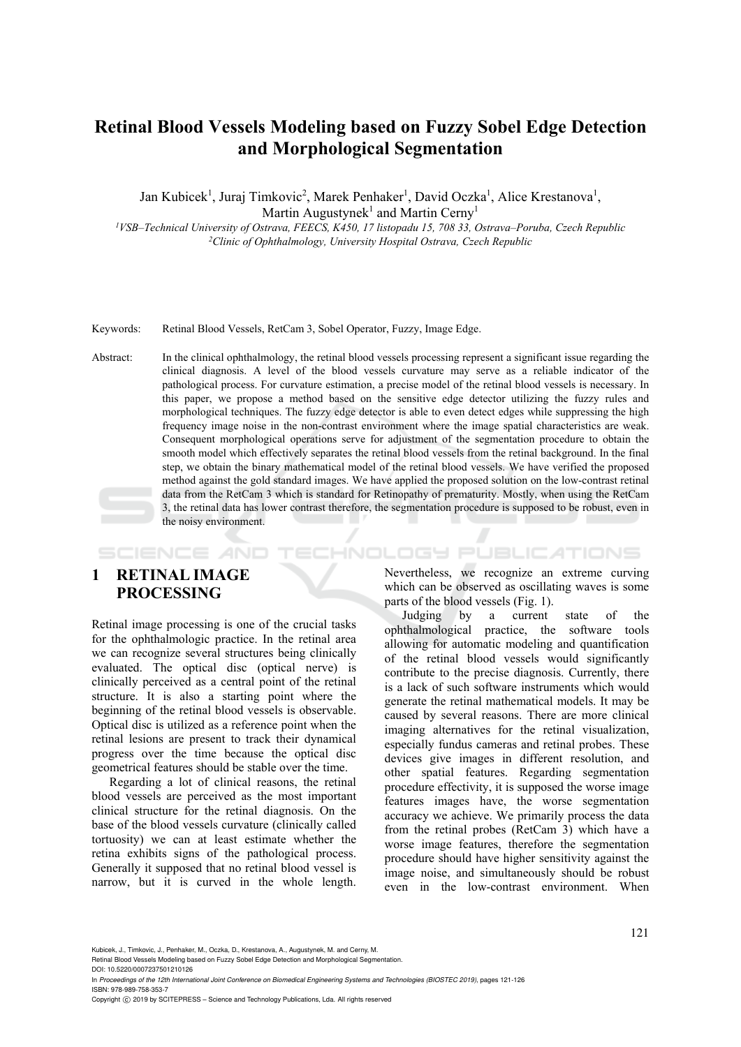# Retinal Blood Vessels Modeling based on Fuzzy Sobel Edge Detection and Morphological Segmentation

Jan Kubicek[1], Juraj Timkovic[2], Marek Penhaker[1], David Oczka[1], Alice Krestanova[1], Martin Augustynek[1] and Martin Cerny[1]

[1] *VSB–Technical University of Ostrava, FEECS, K450, 17 listopadu 15, 708 33, Ostrava–Poruba, Czech Republic*
[2] *Clinic of Ophthalmology, University Hospital Ostrava, Czech Republic*

Keywords: Retinal Blood Vessels, RetCam 3, Sobel Operator, Fuzzy, Image Edge.

Abstract: In the clinical ophthalmology, the retinal blood vessels processing represent a significant issue regarding the clinical diagnosis. A level of the blood vessels curvature may serve as a reliable indicator of the pathological process. For curvature estimation, a precise model of the retinal blood vessels is necessary. In this paper, we propose a method based on the sensitive edge detector utilizing the fuzzy rules and morphological techniques. The fuzzy edge detector is able to even detect edges while suppressing the high frequency image noise in the non-contrast environment where the image spatial characteristics are weak. Consequent morphological operations serve for adjustment of the segmentation procedure to obtain the smooth model which effectively separates the retinal blood vessels from the retinal background. In the final step, we obtain the binary mathematical model of the retinal blood vessels. We have verified the proposed method against the gold standard images. We have applied the proposed solution on the low-contrast retinal data from the RetCam 3 which is standard for Retinopathy of prematurity. Mostly, when using the RetCam 3, the retinal data has lower contrast therefore, the segmentation procedure is supposed to be robust, even in the noisy environment.

## 1 RETINAL IMAGE PROCESSING

Retinal image processing is one of the crucial tasks for the ophthalmologic practice. In the retinal area we can recognize several structures being clinically evaluated. The optical disc (optical nerve) is clinically perceived as a central point of the retinal structure. It is also a starting point where the beginning of the retinal blood vessels is observable. Optical disc is utilized as a reference point when the retinal lesions are present to track their dynamical progress over the time because the optical disc geometrical features should be stable over the time.

Regarding a lot of clinical reasons, the retinal blood vessels are perceived as the most important clinical structure for the retinal diagnosis. On the base of the blood vessels curvature (clinically called tortuosity) we can at least estimate whether the retina exhibits signs of the pathological process. Generally it supposed that no retinal blood vessel is narrow, but it is curved in the whole length. Nevertheless, we recognize an extreme curving which can be observed as oscillating waves is some parts of the blood vessels (Fig. 1).

Judging by a current state of the ophthalmological practice, the software tools allowing for automatic modeling and quantification of the retinal blood vessels would significantly contribute to the precise diagnosis. Currently, there is a lack of such software instruments which would generate the retinal mathematical models. It may be caused by several reasons. There are more clinical imaging alternatives for the retinal visualization, especially fundus cameras and retinal probes. These devices give images in different resolution, and other spatial features. Regarding segmentation procedure effectivity, it is supposed the worse image features images have, the worse segmentation accuracy we achieve. We primarily process the data from the retinal probes (RetCam 3) which have a worse image features, therefore the segmentation procedure should have higher sensitivity against the image noise, and simultaneously should be robust even in the low-contrast environment. When

Kubicek, J., Timkovic, J., Penhaker, M., Oczka, D., Krestanova, A., Augustynek, M. and Cerny, M.
Retinal Blood Vessels Modeling based on Fuzzy Sobel Edge Detection and Morphological Segmentation.
DOI: 10.5220/0007237501210126
In *Proceedings of the 12th International Joint Conference on Biomedical Engineering Systems and Technologies (BIOSTEC 2019)*, pages 121-126
ISBN: 978-989-758-353-7
Copyright © 2019 by SCITEPRESS – Science and Technology Publications, Lda. All rights reserved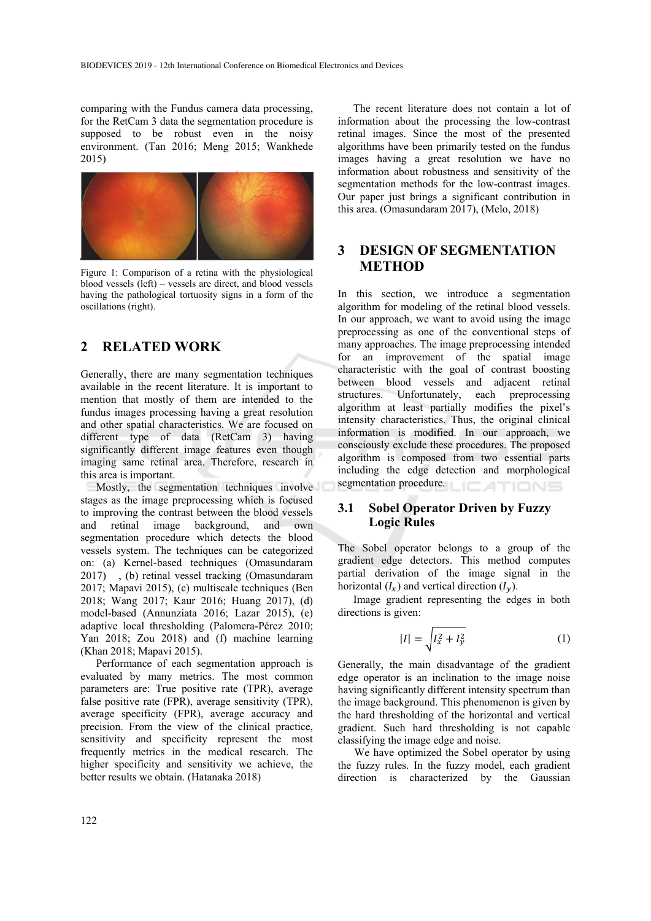comparing with the Fundus camera data processing, for the RetCam 3 data the segmentation procedure is supposed to be robust even in the noisy environment. (Tan 2016; Meng 2015; Wankhede 2015)

Figure 1: Comparison of a retina with the physiological blood vessels (left) – vessels are direct, and blood vessels having the pathological tortuosity signs in a form of the oscillations (right).

## 2 RELATED WORK

Generally, there are many segmentation techniques available in the recent literature. It is important to mention that mostly of them are intended to the fundus images processing having a great resolution and other spatial characteristics. We are focused on different type of data (RetCam 3) having significantly different image features even though imaging same retinal area. Therefore, research in this area is important.

Mostly, the segmentation techniques involve stages as the image preprocessing which is focused to improving the contrast between the blood vessels and retinal image background, and own segmentation procedure which detects the blood vessels system. The techniques can be categorized on: (a) Kernel-based techniques (Omasundaram 2017) , (b) retinal vessel tracking (Omasundaram 2017; Mapavi 2015), (c) multiscale techniques (Ben 2018; Wang 2017; Kaur 2016; Huang 2017), (d) model-based (Annunziata 2016; Lazar 2015), (e) adaptive local thresholding (Palomera-Pérez 2010; Yan 2018; Zou 2018) and (f) machine learning (Khan 2018; Mapavi 2015).

Performance of each segmentation approach is evaluated by many metrics. The most common parameters are: True positive rate (TPR), average false positive rate (FPR), average sensitivity (TPR), average specificity (FPR), average accuracy and precision. From the view of the clinical practice, sensitivity and specificity represent the most frequently metrics in the medical research. The higher specificity and sensitivity we achieve, the better results we obtain. (Hatanaka 2018)

The recent literature does not contain a lot of information about the processing the low-contrast retinal images. Since the most of the presented algorithms have been primarily tested on the fundus images having a great resolution we have no information about robustness and sensitivity of the segmentation methods for the low-contrast images. Our paper just brings a significant contribution in this area. (Omasundaram 2017), (Melo, 2018)

## 3 DESIGN OF SEGMENTATION METHOD

In this section, we introduce a segmentation algorithm for modeling of the retinal blood vessels. In our approach, we want to avoid using the image preprocessing as one of the conventional steps of many approaches. The image preprocessing intended for an improvement of the spatial image characteristic with the goal of contrast boosting between blood vessels and adjacent retinal structures. Unfortunately, each preprocessing algorithm at least partially modifies the pixel's intensity characteristics. Thus, the original clinical information is modified. In our approach, we consciously exclude these procedures. The proposed algorithm is composed from two essential parts including the edge detection and morphological segmentation procedure.

### 3.1 Sobel Operator Driven by Fuzzy Logic Rules

The Sobel operator belongs to a group of the gradient edge detectors. This method computes partial derivation of the image signal in the horizontal ($I_x$) and vertical direction ($I_y$).

Image gradient representing the edges in both directions is given:

$$|I| = \sqrt{I_x^2 + I_y^2} \tag{1}$$

Generally, the main disadvantage of the gradient edge operator is an inclination to the image noise having significantly different intensity spectrum than the image background. This phenomenon is given by the hard thresholding of the horizontal and vertical gradient. Such hard thresholding is not capable classifying the image edge and noise.

We have optimized the Sobel operator by using the fuzzy rules. In the fuzzy model, each gradient direction is characterized by the Gaussian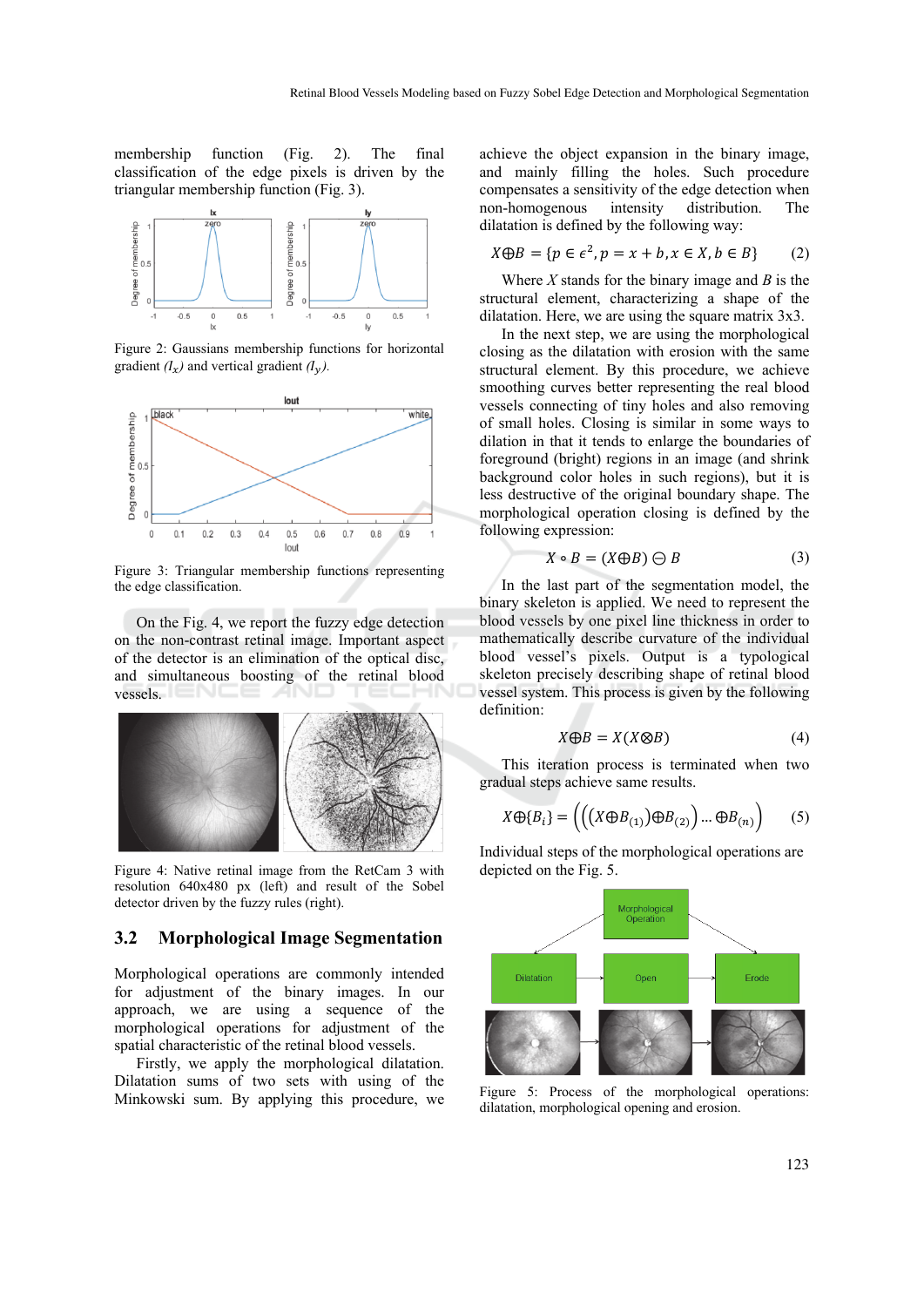membership function (Fig. 2). The final classification of the edge pixels is driven by the triangular membership function (Fig. 3).

Figure 2: Gaussians membership functions for horizontal gradient *($I_x$)* and vertical gradient *($I_y$)*.

Figure 3: Triangular membership functions representing the edge classification.

On the Fig. 4, we report the fuzzy edge detection on the non-contrast retinal image. Important aspect of the detector is an elimination of the optical disc, and simultaneous boosting of the retinal blood vessels.

Figure 4: Native retinal image from the RetCam 3 with resolution 640x480 px (left) and result of the Sobel detector driven by the fuzzy rules (right).

## 3.2 Morphological Image Segmentation

Morphological operations are commonly intended for adjustment of the binary images. In our approach, we are using a sequence of the morphological operations for adjustment of the spatial characteristic of the retinal blood vessels.

Firstly, we apply the morphological dilatation. Dilatation sums of two sets with using of the Minkowski sum. By applying this procedure, we achieve the object expansion in the binary image, and mainly filling the holes. Such procedure compensates a sensitivity of the edge detection when non-homogenous intensity distribution. The dilatation is defined by the following way:

$$X \oplus B = \{p \in \epsilon^2, p = x + b, x \in X, b \in B\} \qquad (2)$$

Where *X* stands for the binary image and *B* is the structural element, characterizing a shape of the dilatation. Here, we are using the square matrix 3x3.

In the next step, we are using the morphological closing as the dilatation with erosion with the same structural element. By this procedure, we achieve smoothing curves better representing the real blood vessels connecting of tiny holes and also removing of small holes. Closing is similar in some ways to dilation in that it tends to enlarge the boundaries of foreground (bright) regions in an image (and shrink background color holes in such regions), but it is less destructive of the original boundary shape. The morphological operation closing is defined by the following expression:

$$X \circ B = (X \oplus B) \ominus B \qquad (3)$$

In the last part of the segmentation model, the binary skeleton is applied. We need to represent the blood vessels by one pixel line thickness in order to mathematically describe curvature of the individual blood vessel's pixels. Output is a typological skeleton precisely describing shape of retinal blood vessel system. This process is given by the following definition:

$$X \oplus B = X(X \otimes B) \qquad (4)$$

This iteration process is terminated when two gradual steps achieve same results.

$$X \oplus \{B_i\} = \left(\left(\left(X \oplus B_{(1)}\right) \oplus B_{(2)}\right) \ldots \oplus B_{(n)}\right) \qquad (5)$$

Individual steps of the morphological operations are depicted on the Fig. 5.

Figure 5: Process of the morphological operations: dilatation, morphological opening and erosion.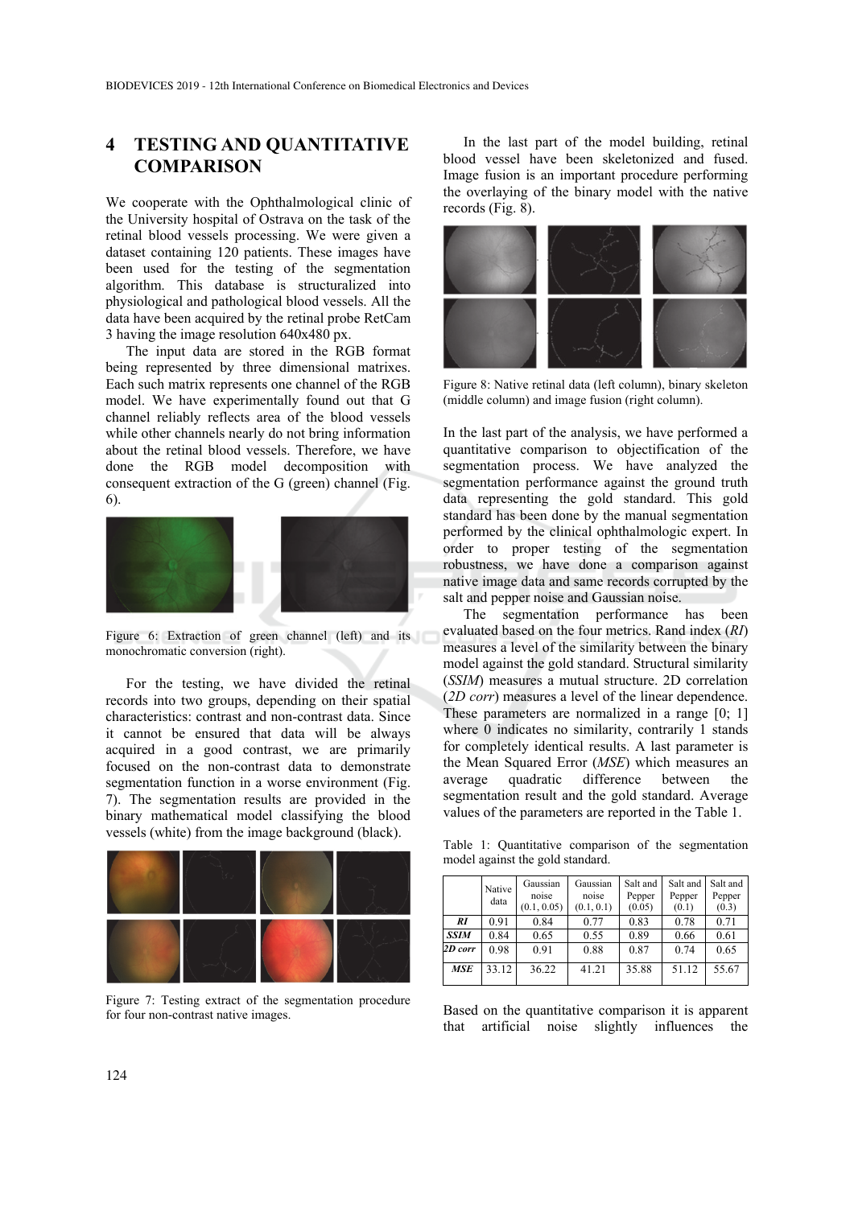## 4 TESTING AND QUANTITATIVE COMPARISON

We cooperate with the Ophthalmological clinic of the University hospital of Ostrava on the task of the retinal blood vessels processing. We were given a dataset containing 120 patients. These images have been used for the testing of the segmentation algorithm. This database is structuralized into physiological and pathological blood vessels. All the data have been acquired by the retinal probe RetCam 3 having the image resolution 640x480 px.

The input data are stored in the RGB format being represented by three dimensional matrixes. Each such matrix represents one channel of the RGB model. We have experimentally found out that G channel reliably reflects area of the blood vessels while other channels nearly do not bring information about the retinal blood vessels. Therefore, we have done the RGB model decomposition with consequent extraction of the G (green) channel (Fig. 6).

Figure 6: Extraction of green channel (left) and its monochromatic conversion (right).

For the testing, we have divided the retinal records into two groups, depending on their spatial characteristics: contrast and non-contrast data. Since it cannot be ensured that data will be always acquired in a good contrast, we are primarily focused on the non-contrast data to demonstrate segmentation function in a worse environment (Fig. 7). The segmentation results are provided in the binary mathematical model classifying the blood vessels (white) from the image background (black).

Figure 7: Testing extract of the segmentation procedure for four non-contrast native images.

In the last part of the model building, retinal blood vessel have been skeletonized and fused. Image fusion is an important procedure performing the overlaying of the binary model with the native records (Fig. 8).

Figure 8: Native retinal data (left column), binary skeleton (middle column) and image fusion (right column).

In the last part of the analysis, we have performed a quantitative comparison to objectification of the segmentation process. We have analyzed the segmentation performance against the ground truth data representing the gold standard. This gold standard has been done by the manual segmentation performed by the clinical ophthalmologic expert. In order to proper testing of the segmentation robustness, we have done a comparison against native image data and same records corrupted by the salt and pepper noise and Gaussian noise.

The segmentation performance has been evaluated based on the four metrics. Rand index (*RI*) measures a level of the similarity between the binary model against the gold standard. Structural similarity (*SSIM*) measures a mutual structure. 2D correlation (*2D corr*) measures a level of the linear dependence. These parameters are normalized in a range [0; 1] where 0 indicates no similarity, contrarily 1 stands for completely identical results. A last parameter is the Mean Squared Error (*MSE*) which measures an average quadratic difference between the segmentation result and the gold standard. Average values of the parameters are reported in the Table 1.

Table 1: Quantitative comparison of the segmentation model against the gold standard.

| | Native data | Gaussian noise (0.1, 0.05) | Gaussian noise (0.1, 0.1) | Salt and Pepper (0.05) | Salt and Pepper (0.1) | Salt and Pepper (0.3) |
|---|---|---|---|---|---|---|
| ***RI*** | 0.91 | 0.84 | 0.77 | 0.83 | 0.78 | 0.71 |
| ***SSIM*** | 0.84 | 0.65 | 0.55 | 0.89 | 0.66 | 0.61 |
| ***2D corr*** | 0.98 | 0.91 | 0.88 | 0.87 | 0.74 | 0.65 |
| ***MSE*** | 33.12 | 36.22 | 41.21 | 35.88 | 51.12 | 55.67 |

Based on the quantitative comparison it is apparent that artificial noise slightly influences the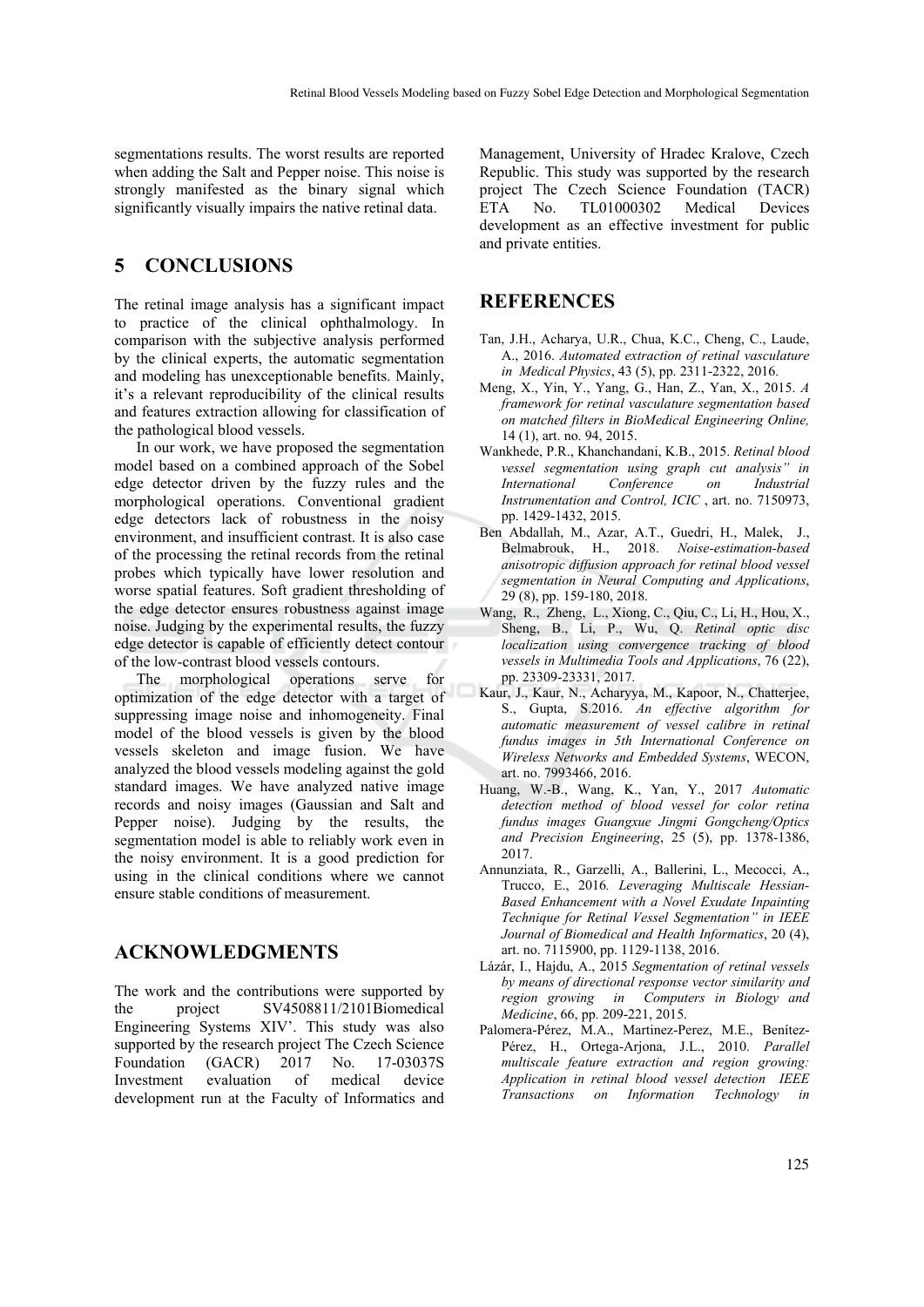segmentations results. The worst results are reported when adding the Salt and Pepper noise. This noise is strongly manifested as the binary signal which significantly visually impairs the native retinal data.

## 5 CONCLUSIONS

The retinal image analysis has a significant impact to practice of the clinical ophthalmology. In comparison with the subjective analysis performed by the clinical experts, the automatic segmentation and modeling has unexceptionable benefits. Mainly, it's a relevant reproducibility of the clinical results and features extraction allowing for classification of the pathological blood vessels.

In our work, we have proposed the segmentation model based on a combined approach of the Sobel edge detector driven by the fuzzy rules and the morphological operations. Conventional gradient edge detectors lack of robustness in the noisy environment, and insufficient contrast. It is also case of the processing the retinal records from the retinal probes which typically have lower resolution and worse spatial features. Soft gradient thresholding of the edge detector ensures robustness against image noise. Judging by the experimental results, the fuzzy edge detector is capable of efficiently detect contour of the low-contrast blood vessels contours.

The morphological operations serve for optimization of the edge detector with a target of suppressing image noise and inhomogeneity. Final model of the blood vessels is given by the blood vessels skeleton and image fusion. We have analyzed the blood vessels modeling against the gold standard images. We have analyzed native image records and noisy images (Gaussian and Salt and Pepper noise). Judging by the results, the segmentation model is able to reliably work even in the noisy environment. It is a good prediction for using in the clinical conditions where we cannot ensure stable conditions of measurement.

## ACKNOWLEDGMENTS

The work and the contributions were supported by the project SV4508811/2101Biomedical Engineering Systems XIV'. This study was also supported by the research project The Czech Science Foundation (GACR) 2017 No. 17-03037S Investment evaluation of medical device development run at the Faculty of Informatics and Management, University of Hradec Kralove, Czech Republic. This study was supported by the research project The Czech Science Foundation (TACR) ETA No. TL01000302 Medical Devices development as an effective investment for public and private entities.

## REFERENCES

Tan, J.H., Acharya, U.R., Chua, K.C., Cheng, C., Laude, A., 2016. *Automated extraction of retinal vasculature in Medical Physics*, 43 (5), pp. 2311-2322, 2016.

Meng, X., Yin, Y., Yang, G., Han, Z., Yan, X., 2015. *A framework for retinal vasculature segmentation based on matched filters in BioMedical Engineering Online,* 14 (1), art. no. 94, 2015.

Wankhede, P.R., Khanchandani, K.B., 2015. *Retinal blood vessel segmentation using graph cut analysis" in International Conference on Industrial Instrumentation and Control, ICIC* , art. no. 7150973, pp. 1429-1432, 2015.

Ben Abdallah, M., Azar, A.T., Guedri, H., Malek, J., Belmabrouk, H., 2018. *Noise-estimation-based anisotropic diffusion approach for retinal blood vessel segmentation in Neural Computing and Applications*, 29 (8), pp. 159-180, 2018.

Wang, R., Zheng, L., Xiong, C., Qiu, C., Li, H., Hou, X., Sheng, B., Li, P., Wu, Q. *Retinal optic disc localization using convergence tracking of blood vessels in Multimedia Tools and Applications*, 76 (22), pp. 23309-23331, 2017.

Kaur, J., Kaur, N., Acharyya, M., Kapoor, N., Chatterjee, S., Gupta, S.2016. *An effective algorithm for automatic measurement of vessel calibre in retinal fundus images in 5th International Conference on Wireless Networks and Embedded Systems*, WECON, art. no. 7993466, 2016.

Huang, W.-B., Wang, K., Yan, Y., 2017 *Automatic detection method of blood vessel for color retina fundus images Guangxue Jingmi Gongcheng/Optics and Precision Engineering*, 25 (5), pp. 1378-1386, 2017.

Annunziata, R., Garzelli, A., Ballerini, L., Mecocci, A., Trucco, E., 2016*. Leveraging Multiscale Hessian-Based Enhancement with a Novel Exudate Inpainting Technique for Retinal Vessel Segmentation" in IEEE Journal of Biomedical and Health Informatics*, 20 (4), art. no. 7115900, pp. 1129-1138, 2016.

Lázár, I., Hajdu, A., 2015 *Segmentation of retinal vessels by means of directional response vector similarity and region growing in Computers in Biology and Medicine*, 66, pp. 209-221, 2015.

Palomera-Pérez, M.A., Martinez-Perez, M.E., Benítez-Pérez, H., Ortega-Arjona, J.L., 2010. *Parallel multiscale feature extraction and region growing: Application in retinal blood vessel detection IEEE Transactions on Information Technology in*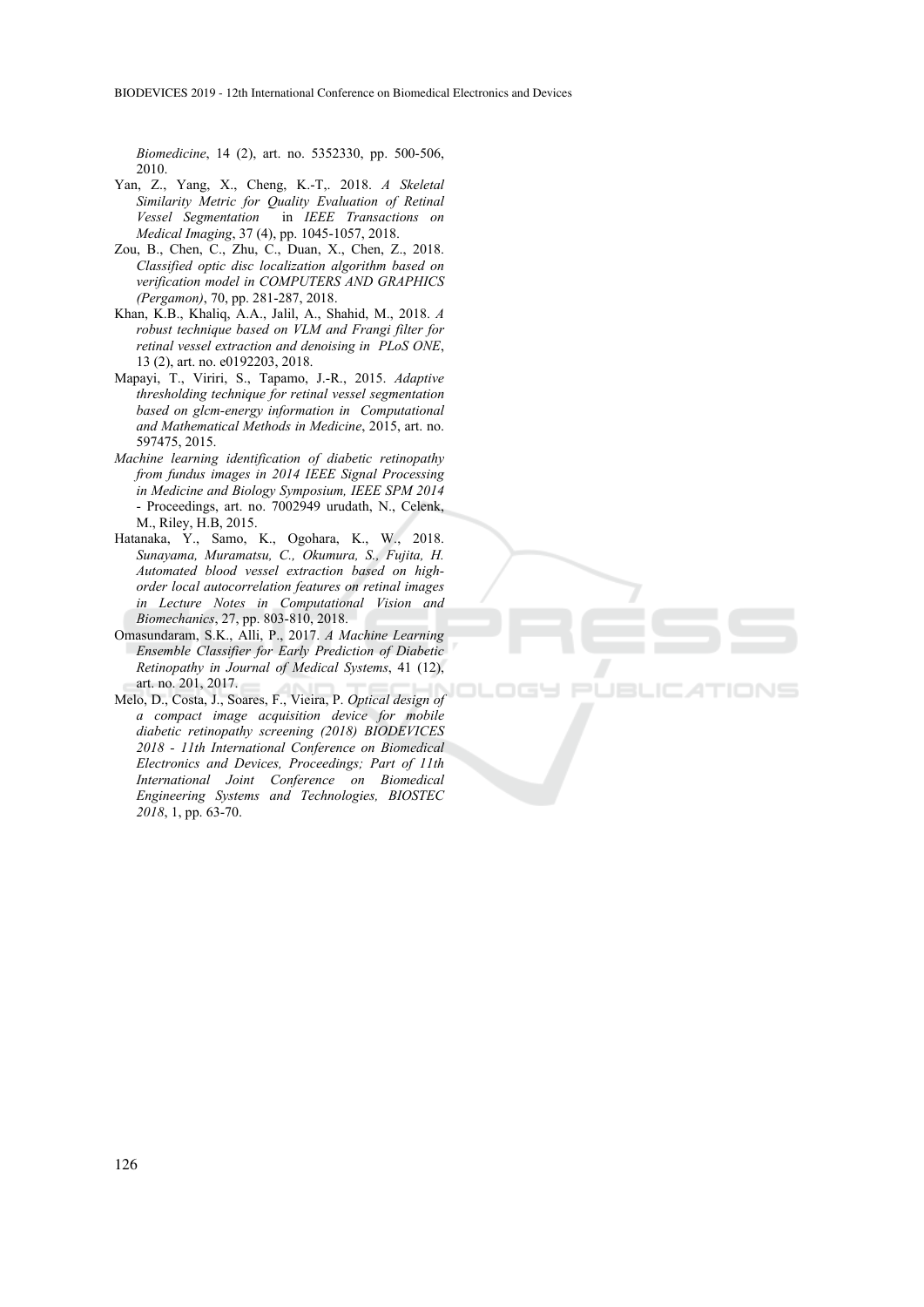*Biomedicine*, 14 (2), art. no. 5352330, pp. 500-506, 2010.

Yan, Z., Yang, X., Cheng, K.-T,. 2018. *A Skeletal Similarity Metric for Quality Evaluation of Retinal Vessel Segmentation* in *IEEE Transactions on Medical Imaging*, 37 (4), pp. 1045-1057, 2018.

Zou, B., Chen, C., Zhu, C., Duan, X., Chen, Z., 2018. *Classified optic disc localization algorithm based on verification model in COMPUTERS AND GRAPHICS (Pergamon)*, 70, pp. 281-287, 2018.

Khan, K.B., Khaliq, A.A., Jalil, A., Shahid, M., 2018. *A robust technique based on VLM and Frangi filter for retinal vessel extraction and denoising in PLoS ONE*, 13 (2), art. no. e0192203, 2018.

Mapayi, T., Viriri, S., Tapamo, J.-R., 2015. *Adaptive thresholding technique for retinal vessel segmentation based on glcm-energy information in Computational and Mathematical Methods in Medicine*, 2015, art. no. 597475, 2015.

*Machine learning identification of diabetic retinopathy from fundus images in 2014 IEEE Signal Processing in Medicine and Biology Symposium, IEEE SPM 2014* - Proceedings, art. no. 7002949 urudath, N., Celenk, M., Riley, H.B, 2015.

Hatanaka, Y., Samo, K., Ogohara, K., W., 2018. *Sunayama, Muramatsu, C., Okumura, S., Fujita, H. Automated blood vessel extraction based on high-order local autocorrelation features on retinal images in Lecture Notes in Computational Vision and Biomechanics*, 27, pp. 803-810, 2018.

Omasundaram, S.K., Alli, P., 2017. *A Machine Learning Ensemble Classifier for Early Prediction of Diabetic Retinopathy in Journal of Medical Systems*, 41 (12), art. no. 201, 2017.

Melo, D., Costa, J., Soares, F., Vieira, P. *Optical design of a compact image acquisition device for mobile diabetic retinopathy screening (2018) BIODEVICES 2018 - 11th International Conference on Biomedical Electronics and Devices, Proceedings; Part of 11th International Joint Conference on Biomedical Engineering Systems and Technologies, BIOSTEC 2018*, 1, pp. 63-70.